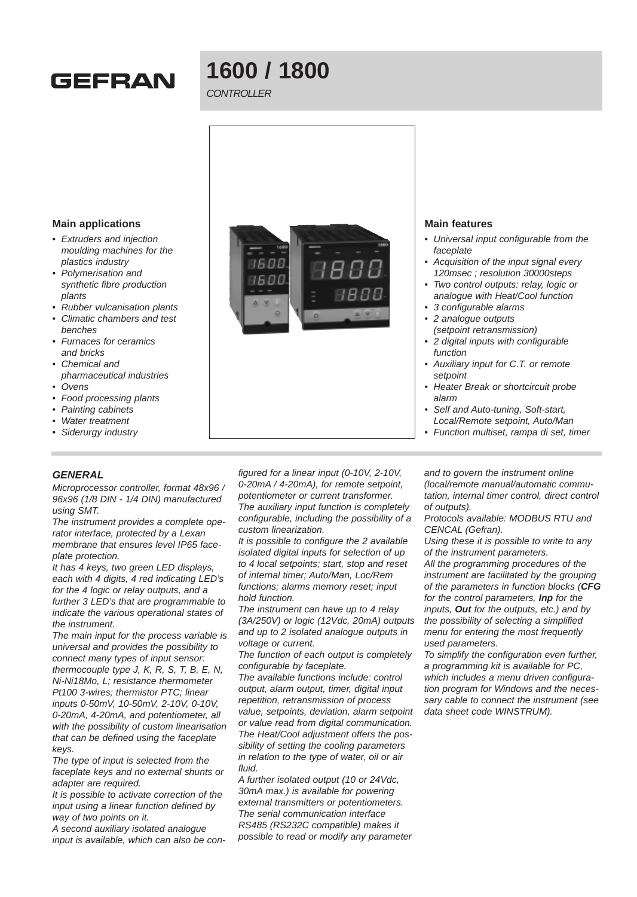GEFRAN

# 1600 / 1800

*CONTROLLER*

### Main applications

- *Extruders and injection moulding machines for the plastics industry*
- *Polymerisation and synthetic fibre production plants*
- *Rubber vulcanisation plants*
- *Climatic chambers and test benches*
- *Furnaces for ceramics and bricks*
- *Chemical and pharmaceutical industries*
- *Ovens*
- *Food processing plants*
- *Painting cabinets*
- *Water treatment*
- *Siderurgy industry*

### Main features

- *Universal input configurable from the faceplate*
- *Acquisition of the input signal every 120msec ; resolution 30000steps*
- *Two control outputs: relay, logic or analogue with Heat/Cool function*
- *3 configurable alarms*
- *2 analogue outputs (setpoint retransmission)*
- *2 digital inputs with configurable function*
- *Auxiliary input for C.T. or remote setpoint*
- *Heater Break or shortcircuit probe alarm*
- *Self and Auto-tuning, Soft-start, Local/Remote setpoint, Auto/Man*
- *Function multiset, rampa di set, timer*

## *GENERAL*

*Microprocessor controller, format 48x96 / 96x96 (1/8 DIN - 1/4 DIN) manufactured using SMT.*

*The instrument provides a complete operator interface, protected by a Lexan membrane that ensures level IP65 faceplate protection.*

*It has 4 keys, two green LED displays, each with 4 digits, 4 red indicating LED's for the 4 logic or relay outputs, and a further 3 LED's that are programmable to indicate the various operational states of the instrument.*

*The main input for the process variable is universal and provides the possibility to connect many types of input sensor: thermocouple type J, K, R, S, T, B, E, N, Ni-Ni18Mo, L; resistance thermometer Pt100 3-wires; thermistor PTC; linear inputs 0-50mV, 10-50mV, 2-10V, 0-10V, 0-20mA, 4-20mA, and potentiometer, all with the possibility of custom linearisation that can be defined using the faceplate keys.*

*The type of input is selected from the faceplate keys and no external shunts or adapter are required.*

*It is possible to activate correction of the input using a linear function defined by way of two points on it.*

*A second auxiliary isolated analogue input is available, which can also be configured for a linear input (0-10V, 2-10V, 0-20mA / 4-20mA), for remote setpoint, potentiometer or current transformer.*

*The auxiliary input function is completely configurable, including the possibility of a custom linearization.*

*It is possible to configure the 2 available isolated digital inputs for selection of up to 4 local setpoints; start, stop and reset of internal timer; Auto/Man, Loc/Rem functions; alarms memory reset; input hold function.*

*The instrument can have up to 4 relay (3A/250V) or logic (12Vdc, 20mA) outputs and up to 2 isolated analogue outputs in voltage or current.*

*The function of each output is completely configurable by faceplate.*

*The available functions include: control output, alarm output, timer, digital input repetition, retransmission of process value, setpoints, deviation, alarm setpoint or value read from digital communication.*

*The Heat/Cool adjustment offers the possibility of setting the cooling parameters in relation to the type of water, oil or air fluid.*

*A further isolated output (10 or 24Vdc, 30mA max.) is available for powering external transmitters or potentiometers.*

*The serial communication interface RS485 (RS232C compatible) makes it possible to read or modify any parameter and to govern the instrument online (local/remote manual/automatic commutation, internal timer control, direct control of outputs).*

*Protocols available: MODBUS RTU and CENCAL (Gefran).*

*Using these it is possible to write to any of the instrument parameters.*

*All the programming procedures of the instrument are facilitated by the grouping of the parameters in function blocks (**CFG** for the control parameters, **Inp** for the inputs, **Out** for the outputs, etc.) and by the possibility of selecting a simplified menu for entering the most frequently used parameters.*

*To simplify the configuration even further, a programming kit is available for PC, which includes a menu driven configuration program for Windows and the necessary cable to connect the instrument (see data sheet code WINSTRUM).*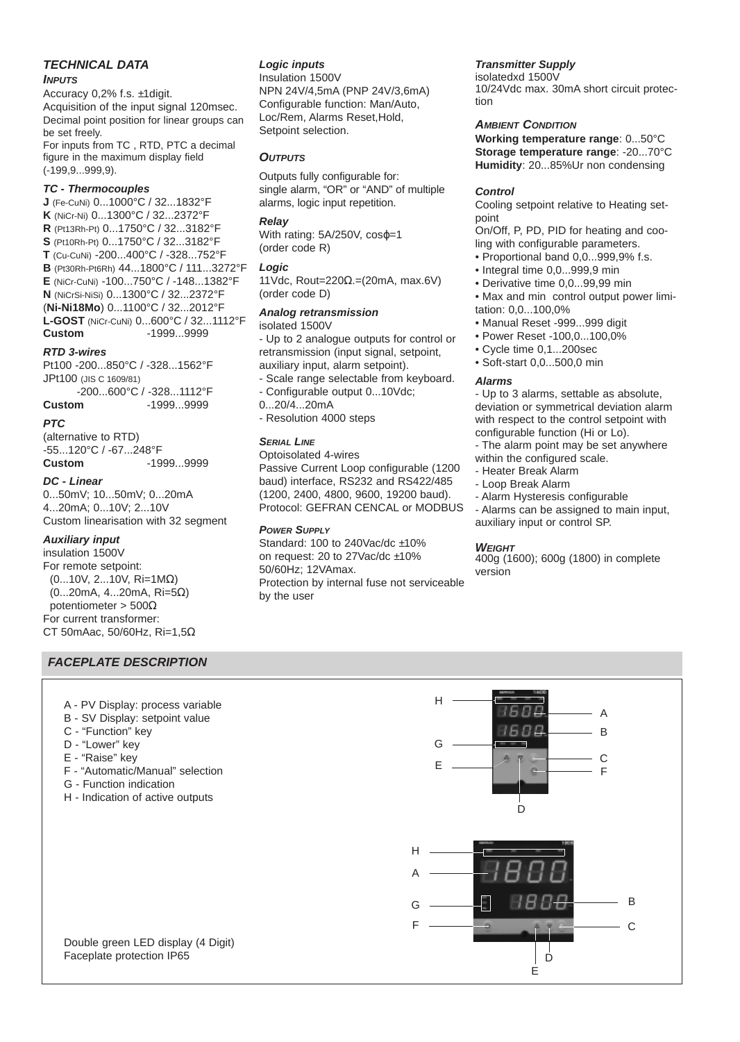## TECHNICAL DATA

### INPUTS

Accuracy 0,2% f.s. ±1digit.
Acquisition of the input signal 120msec.
Decimal point position for linear groups can be set freely.
For inputs from TC , RTD, PTC a decimal figure in the maximum display field (-199,9...999,9).

#### TC - Thermocouples

**J** (Fe-CuNi) 0...1000°C / 32...1832°F
**K** (NiCr-Ni) 0...1300°C / 32...2372°F
**R** (Pt13Rh-Pt) 0...1750°C / 32...3182°F
**S** (Pt10Rh-Pt) 0...1750°C / 32...3182°F
**T** (Cu-CuNi) -200...400°C / -328...752°F
**B** (Pt30Rh-Pt6Rh) 44...1800°C / 111...3272°F
**E** (NiCr-CuNi) -100...750°C / -148...1382°F
**N** (NiCrSi-NiSi) 0...1300°C / 32...2372°F
(**Ni-Ni18Mo**) 0...1100°C / 32...2012°F
**L-GOST** (NiCr-CuNi) 0...600°C / 32...1112°F
**Custom** -1999...9999

#### RTD 3-wires

Pt100 -200...850°C / -328...1562°F
JPt100 (JIS C 1609/81)
-200...600°C / -328...1112°F
**Custom** -1999...9999

#### PTC

(alternative to RTD)
-55...120°C / -67...248°F
**Custom** -1999...9999

#### DC - Linear

0...50mV; 10...50mV; 0...20mA
4...20mA; 0...10V; 2...10V
Custom linearisation with 32 segment

#### Auxiliary input

insulation 1500V
For remote setpoint:
(0...10V, 2...10V, Ri=1MΩ)
(0...20mA, 4...20mA, Ri=5Ω)
potentiometer > 500Ω
For current transformer:
CT 50mAac, 50/60Hz, Ri=1,5Ω

#### Logic inputs

Insulation 1500V
NPN 24V/4,5mA (PNP 24V/3,6mA)
Configurable function: Man/Auto, Loc/Rem, Alarms Reset,Hold, Setpoint selection.

### OUTPUTS

Outputs fully configurable for: single alarm, "OR" or "AND" of multiple alarms, logic input repetition.

#### Relay

With rating: 5A/250V, cosφ=1
(order code R)

#### Logic

11Vdc, Rout=220Ω.=(20mA, max.6V)
(order code D)

#### Analog retransmission

isolated 1500V
- Up to 2 analogue outputs for control or retransmission (input signal, setpoint, auxiliary input, alarm setpoint).
- Scale range selectable from keyboard.
- Configurable output 0...10Vdc; 0...20/4...20mA
- Resolution 4000 steps

### SERIAL LINE

Optoisolated 4-wires
Passive Current Loop configurable (1200 baud) interface, RS232 and RS422/485 (1200, 2400, 4800, 9600, 19200 baud).
Protocol: GEFRAN CENCAL or MODBUS

### POWER SUPPLY

Standard: 100 to 240Vac/dc ±10%
on request: 20 to 27Vac/dc ±10%
50/60Hz; 12VAmax.
Protection by internal fuse not serviceable by the user

#### Transmitter Supply

isolatedxd 1500V
10/24Vdc max. 30mA short circuit protection

### AMBIENT CONDITION

**Working temperature range**: 0...50°C
**Storage temperature range**: -20...70°C
**Humidity**: 20...85%Ur non condensing

#### Control

Cooling setpoint relative to Heating setpoint
On/Off, P, PD, PID for heating and cooling with configurable parameters.
- Proportional band 0,0...999,9% f.s.
- Integral time 0,0...999,9 min
- Derivative time 0,0...99,99 min
- Max and min control output power limitation: 0,0...100,0%
- Manual Reset -999...999 digit
- Power Reset -100,0...100,0%
- Cycle time 0,1...200sec
- Soft-start 0,0...500,0 min

#### Alarms

- Up to 3 alarms, settable as absolute, deviation or symmetrical deviation alarm with respect to the control setpoint with configurable function (Hi or Lo).
- The alarm point may be set anywhere within the configured scale.
- Heater Break Alarm
- Loop Break Alarm
- Alarm Hysteresis configurable
- Alarms can be assigned to main input, auxiliary input or control SP.

### WEIGHT

400g (1600); 600g (1800) in complete version

## FACEPLATE DESCRIPTION

A - PV Display: process variable
B - SV Display: setpoint value
C - "Function" key
D - "Lower" key
E - "Raise" key
F - "Automatic/Manual" selection
G - Function indication
H - Indication of active outputs

Double green LED display (4 Digit)
Faceplate protection IP65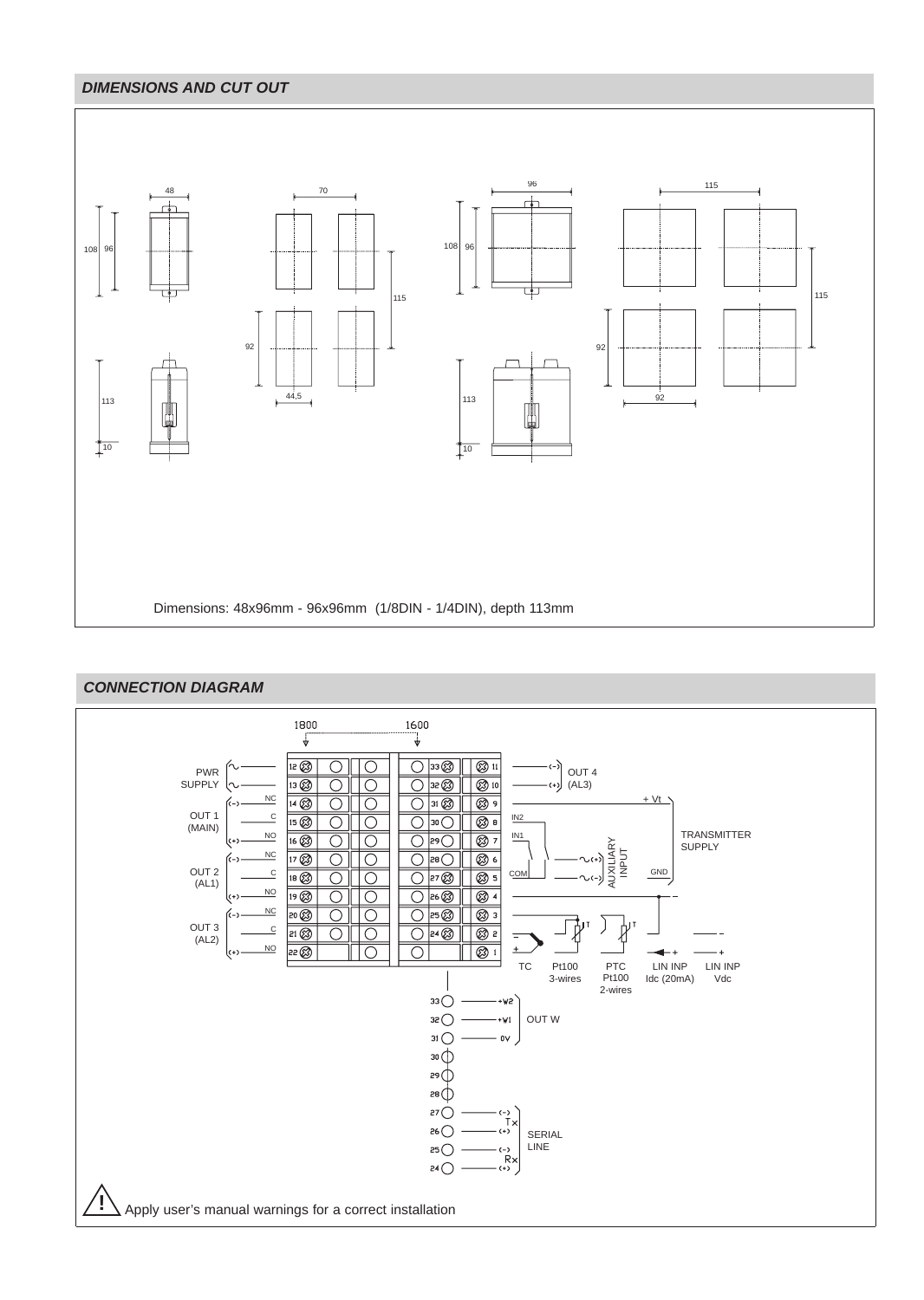## DIMENSIONS AND CUT OUT

Dimensions: 48x96mm - 96x96mm (1/8DIN - 1/4DIN), depth 113mm

## CONNECTION DIAGRAM

Apply user's manual warnings for a correct installation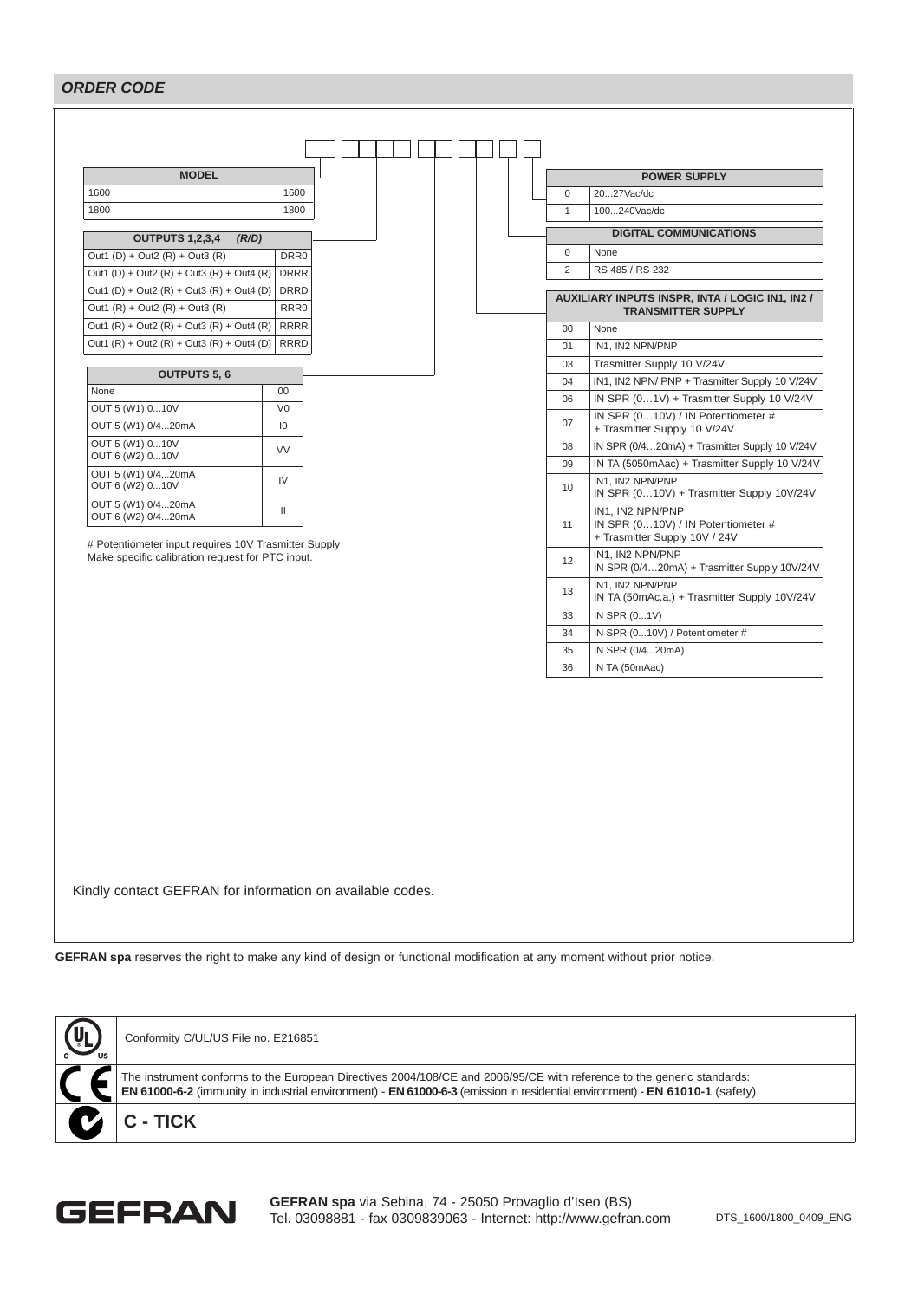## ORDER CODE

| MODEL | |
|---|---|
| 1600 | 1600 |
| 1800 | 1800 |

| OUTPUTS 1,2,3,4 *(R/D)* | |
|---|---|
| Out1 (D) + Out2 (R) + Out3 (R) | DRR0 |
| Out1 (D) + Out2 (R) + Out3 (R) + Out4 (R) | DRRR |
| Out1 (D) + Out2 (R) + Out3 (R) + Out4 (D) | DRRD |
| Out1 (R) + Out2 (R) + Out3 (R) | RRR0 |
| Out1 (R) + Out2 (R) + Out3 (R) + Out4 (R) | RRRR |
| Out1 (R) + Out2 (R) + Out3 (R) + Out4 (D) | RRRD |

| OUTPUTS 5, 6 | |
|---|---|
| None | 00 |
| OUT 5 (W1) 0...10V | V0 |
| OUT 5 (W1) 0/4...20mA | I0 |
| OUT 5 (W1) 0...10V<br>OUT 6 (W2) 0...10V | VV |
| OUT 5 (W1) 0/4...20mA<br>OUT 6 (W2) 0...10V | IV |
| OUT 5 (W1) 0/4...20mA<br>OUT 6 (W2) 0/4...20mA | II |

# Potentiometer input requires 10V Trasmitter Supply
Make specific calibration request for PTC input.

| POWER SUPPLY | |
|---|---|
| 0 | 20...27Vac/dc |
| 1 | 100...240Vac/dc |

| DIGITAL COMMUNICATIONS | |
|---|---|
| 0 | None |
| 2 | RS 485 / RS 232 |

| AUXILIARY INPUTS INSPR, INTA / LOGIC IN1, IN2 / TRANSMITTER SUPPLY | |
|---|---|
| 00 | None |
| 01 | IN1, IN2 NPN/PNP |
| 03 | Trasmitter Supply 10 V/24V |
| 04 | IN1, IN2 NPN/ PNP + Trasmitter Supply 10 V/24V |
| 06 | IN SPR (0…1V) + Trasmitter Supply 10 V/24V |
| 07 | IN SPR (0…10V) / IN Potentiometer #<br>+ Trasmitter Supply 10 V/24V |
| 08 | IN SPR (0/4…20mA) + Trasmitter Supply 10 V/24V |
| 09 | IN TA (5050mAac) + Trasmitter Supply 10 V/24V |
| 10 | IN1, IN2 NPN/PNP<br>IN SPR (0…10V) + Trasmitter Supply 10V/24V |
| 11 | IN1, IN2 NPN/PNP<br>IN SPR (0…10V) / IN Potentiometer #<br>+ Trasmitter Supply 10V / 24V |
| 12 | IN1, IN2 NPN/PNP<br>IN SPR (0/4…20mA) + Trasmitter Supply 10V/24V |
| 13 | IN1, IN2 NPN/PNP<br>IN TA (50mAc.a.) + Trasmitter Supply 10V/24V |
| 33 | IN SPR (0...1V) |
| 34 | IN SPR (0...10V) / Potentiometer # |
| 35 | IN SPR (0/4...20mA) |
| 36 | IN TA (50mAac) |

Kindly contact GEFRAN for information on available codes.

**GEFRAN spa** reserves the right to make any kind of design or functional modification at any moment without prior notice.

Conformity C/UL/US File no. E216851

The instrument conforms to the European Directives 2004/108/CE and 2006/95/CE with reference to the generic standards: **EN 61000-6-2** (immunity in industrial environment) - **EN 61000-6-3** (emission in residential environment) - **EN 61010-1** (safety)

**C - TICK**

**GEFRAN spa** via Sebina, 74 - 25050 Provaglio d'Iseo (BS)
Tel. 03098881 - fax 0309839063 - Internet: http://www.gefran.com

DTS_1600/1800_0409_ENG